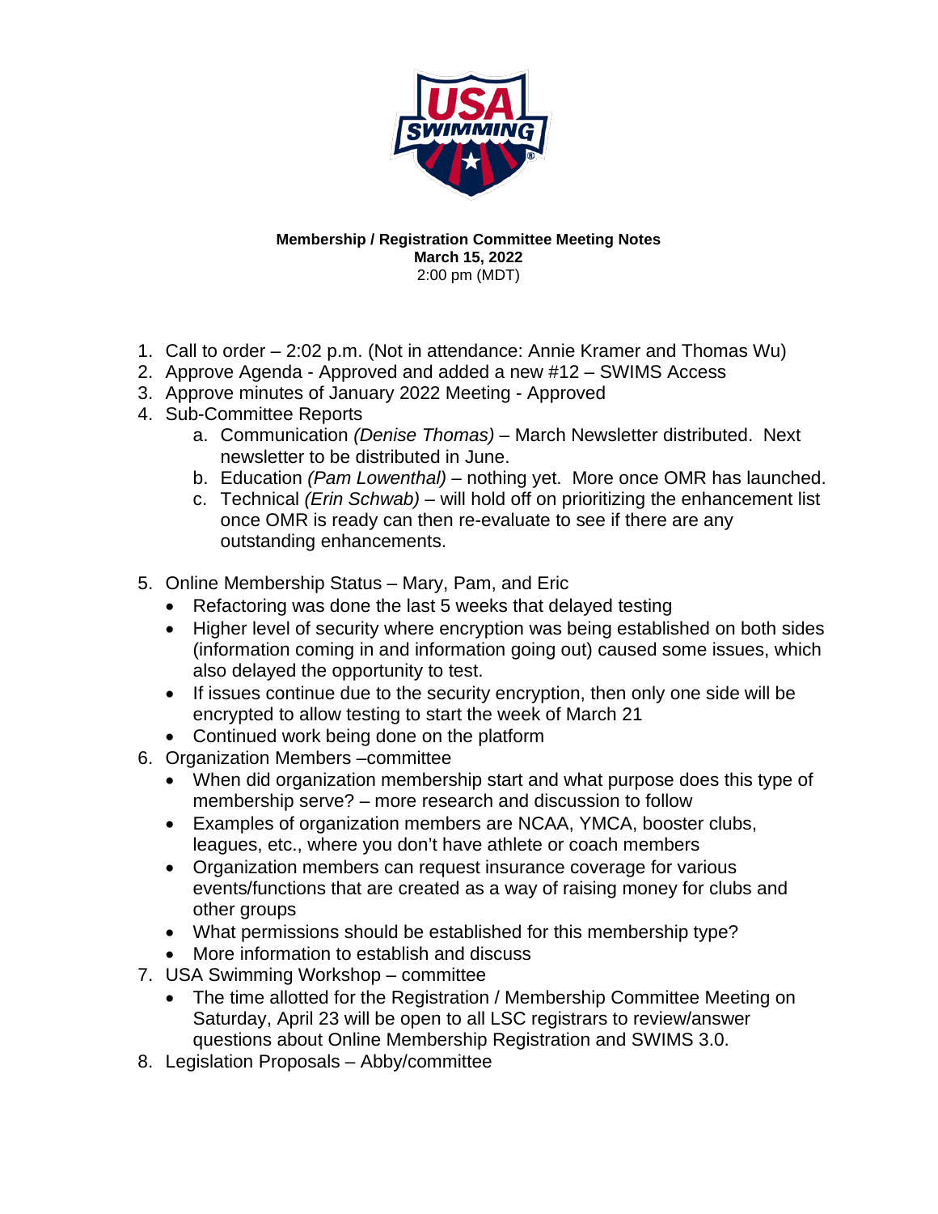**Membership / Registration Committee Meeting Notes**
**March 15, 2022**
2:00 pm (MDT)

1. Call to order – 2:02 p.m. (Not in attendance: Annie Kramer and Thomas Wu)
2. Approve Agenda - Approved and added a new #12 – SWIMS Access
3. Approve minutes of January 2022 Meeting - Approved
4. Sub-Committee Reports
   a. Communication *(Denise Thomas)* – March Newsletter distributed. Next newsletter to be distributed in June.
   b. Education *(Pam Lowenthal)* – nothing yet. More once OMR has launched.
   c. Technical *(Erin Schwab)* – will hold off on prioritizing the enhancement list once OMR is ready can then re-evaluate to see if there are any outstanding enhancements.
5. Online Membership Status – Mary, Pam, and Eric
   - Refactoring was done the last 5 weeks that delayed testing
   - Higher level of security where encryption was being established on both sides (information coming in and information going out) caused some issues, which also delayed the opportunity to test.
   - If issues continue due to the security encryption, then only one side will be encrypted to allow testing to start the week of March 21
   - Continued work being done on the platform
6. Organization Members –committee
   - When did organization membership start and what purpose does this type of membership serve? – more research and discussion to follow
   - Examples of organization members are NCAA, YMCA, booster clubs, leagues, etc., where you don't have athlete or coach members
   - Organization members can request insurance coverage for various events/functions that are created as a way of raising money for clubs and other groups
   - What permissions should be established for this membership type?
   - More information to establish and discuss
7. USA Swimming Workshop – committee
   - The time allotted for the Registration / Membership Committee Meeting on Saturday, April 23 will be open to all LSC registrars to review/answer questions about Online Membership Registration and SWIMS 3.0.
8. Legislation Proposals – Abby/committee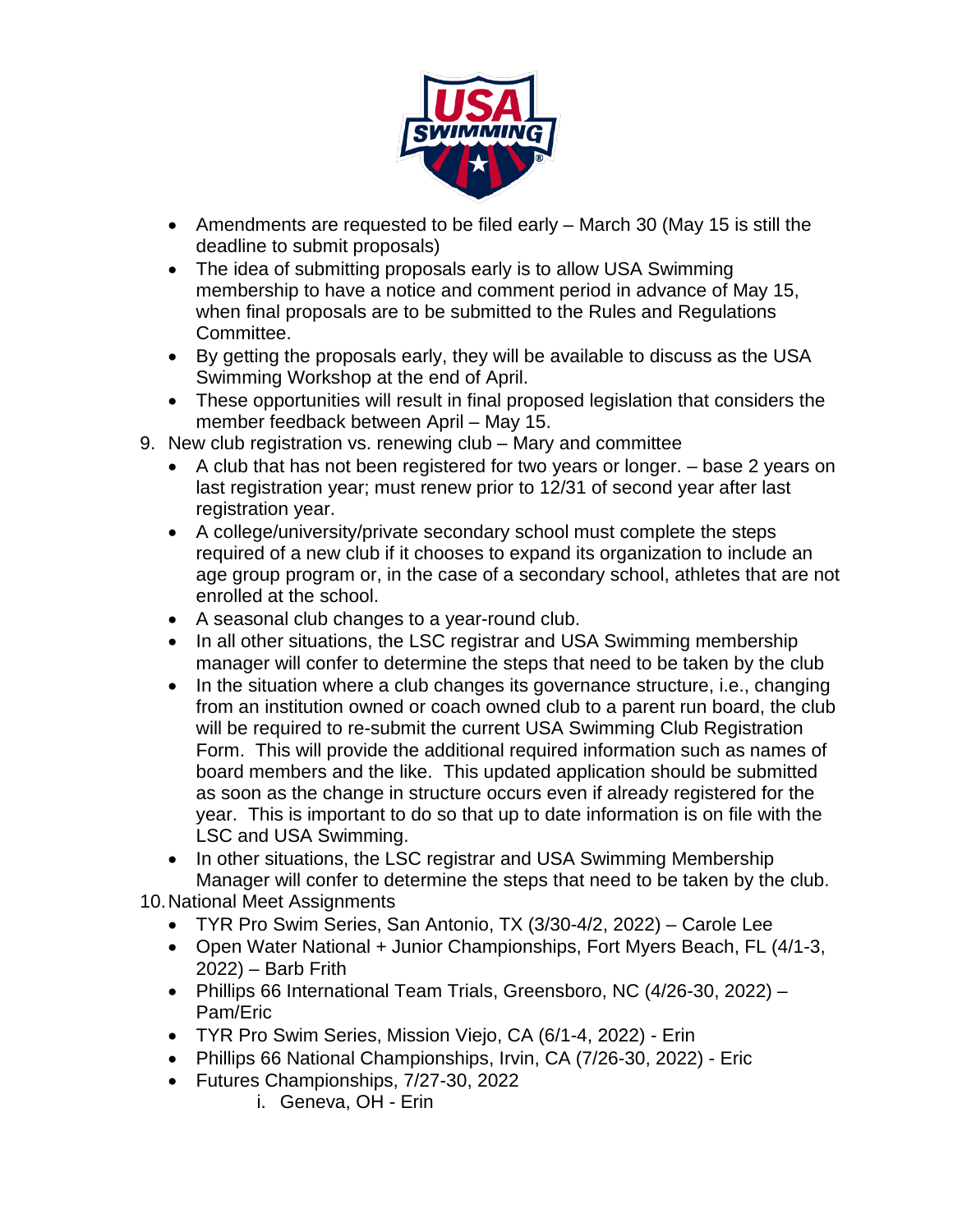- Amendments are requested to be filed early – March 30 (May 15 is still the deadline to submit proposals)
- The idea of submitting proposals early is to allow USA Swimming membership to have a notice and comment period in advance of May 15, when final proposals are to be submitted to the Rules and Regulations Committee.
- By getting the proposals early, they will be available to discuss as the USA Swimming Workshop at the end of April.
- These opportunities will result in final proposed legislation that considers the member feedback between April – May 15.

9. New club registration vs. renewing club – Mary and committee
   - A club that has not been registered for two years or longer. – base 2 years on last registration year; must renew prior to 12/31 of second year after last registration year.
   - A college/university/private secondary school must complete the steps required of a new club if it chooses to expand its organization to include an age group program or, in the case of a secondary school, athletes that are not enrolled at the school.
   - A seasonal club changes to a year-round club.
   - In all other situations, the LSC registrar and USA Swimming membership manager will confer to determine the steps that need to be taken by the club
   - In the situation where a club changes its governance structure, i.e., changing from an institution owned or coach owned club to a parent run board, the club will be required to re-submit the current USA Swimming Club Registration Form. This will provide the additional required information such as names of board members and the like. This updated application should be submitted as soon as the change in structure occurs even if already registered for the year. This is important to do so that up to date information is on file with the LSC and USA Swimming.
   - In other situations, the LSC registrar and USA Swimming Membership Manager will confer to determine the steps that need to be taken by the club.
10. National Meet Assignments
    - TYR Pro Swim Series, San Antonio, TX (3/30-4/2, 2022) – Carole Lee
    - Open Water National + Junior Championships, Fort Myers Beach, FL (4/1-3, 2022) – Barb Frith
    - Phillips 66 International Team Trials, Greensboro, NC (4/26-30, 2022) – Pam/Eric
    - TYR Pro Swim Series, Mission Viejo, CA (6/1-4, 2022) - Erin
    - Phillips 66 National Championships, Irvin, CA (7/26-30, 2022) - Eric
    - Futures Championships, 7/27-30, 2022
        i. Geneva, OH - Erin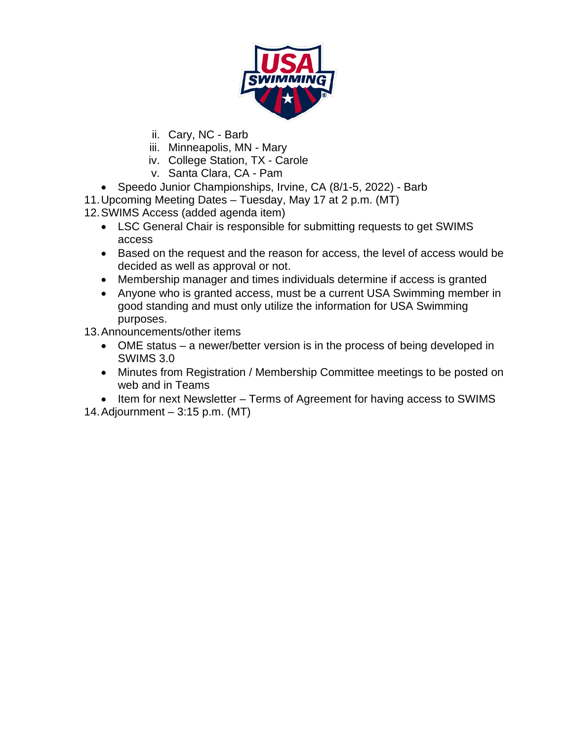ii. Cary, NC - Barb
   iii. Minneapolis, MN - Mary
   iv. College Station, TX - Carole
   v. Santa Clara, CA - Pam

- Speedo Junior Championships, Irvine, CA (8/1-5, 2022) - Barb

11. Upcoming Meeting Dates – Tuesday, May 17 at 2 p.m. (MT)
12. SWIMS Access (added agenda item)
    - LSC General Chair is responsible for submitting requests to get SWIMS access
    - Based on the request and the reason for access, the level of access would be decided as well as approval or not.
    - Membership manager and times individuals determine if access is granted
    - Anyone who is granted access, must be a current USA Swimming member in good standing and must only utilize the information for USA Swimming purposes.
13. Announcements/other items
    - OME status – a newer/better version is in the process of being developed in SWIMS 3.0
    - Minutes from Registration / Membership Committee meetings to be posted on web and in Teams
    - Item for next Newsletter – Terms of Agreement for having access to SWIMS
14. Adjournment – 3:15 p.m. (MT)